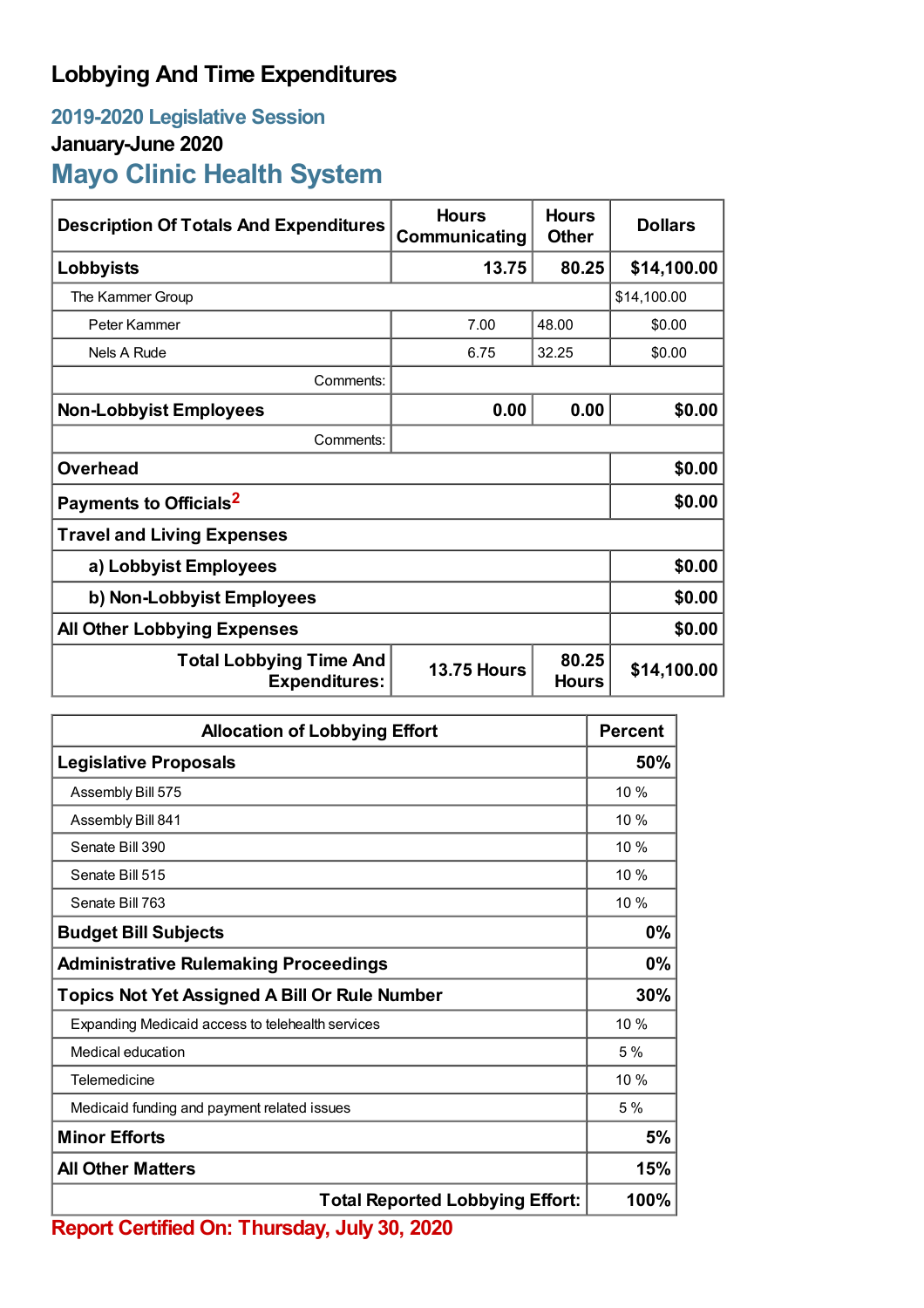# Lobbying And Time Expenditures

## 2019-2020 Legislative Session

### January-June 2020

## Mayo Clinic Health System

| Description Of Totals And Expenditures | Hours Communicating | Hours Other | Dollars |
|---|---|---|---|
| **Lobbyists** | **13.75** | **80.25** | **$14,100.00** |
| The Kammer Group | | | $14,100.00 |
| Peter Kammer | 7.00 | 48.00 | $0.00 |
| Nels A Rude | 6.75 | 32.25 | $0.00 |
| Comments: | | | |
| **Non-Lobbyist Employees** | **0.00** | **0.00** | **$0.00** |
| Comments: | | | |
| **Overhead** | | | **$0.00** |
| **Payments to Officials[2]** | | | **$0.00** |
| **Travel and Living Expenses** | | | |
| **a) Lobbyist Employees** | | | **$0.00** |
| **b) Non-Lobbyist Employees** | | | **$0.00** |
| **All Other Lobbying Expenses** | | | **$0.00** |
| **Total Lobbying Time And Expenditures:** | **13.75 Hours** | **80.25 Hours** | **$14,100.00** |

| Allocation of Lobbying Effort | Percent |
|---|---|
| **Legislative Proposals** | **50%** |
| Assembly Bill 575 | 10 % |
| Assembly Bill 841 | 10 % |
| Senate Bill 390 | 10 % |
| Senate Bill 515 | 10 % |
| Senate Bill 763 | 10 % |
| **Budget Bill Subjects** | **0%** |
| **Administrative Rulemaking Proceedings** | **0%** |
| **Topics Not Yet Assigned A Bill Or Rule Number** | **30%** |
| Expanding Medicaid access to telehealth services | 10 % |
| Medical education | 5 % |
| Telemedicine | 10 % |
| Medicaid funding and payment related issues | 5 % |
| **Minor Efforts** | **5%** |
| **All Other Matters** | **15%** |
| **Total Reported Lobbying Effort:** | **100%** |

**Report Certified On: Thursday, July 30, 2020**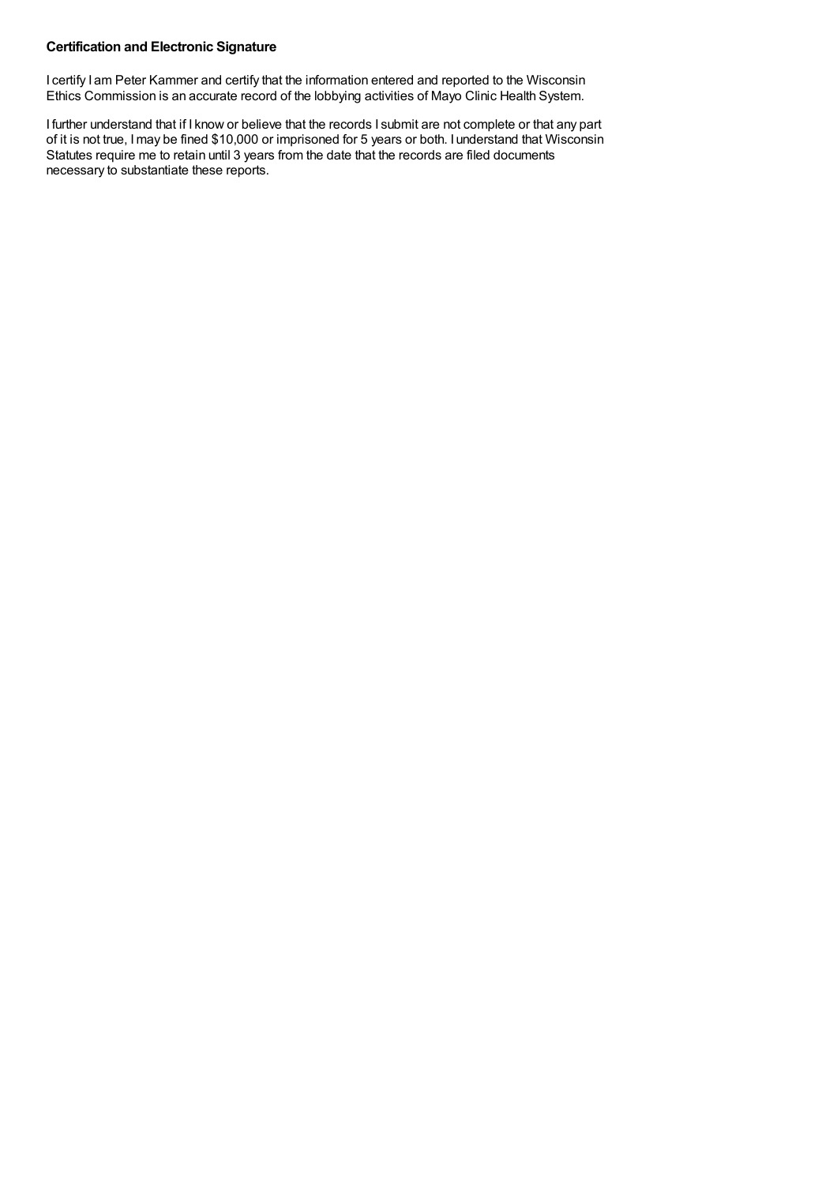**Certification and Electronic Signature**

I certify I am Peter Kammer and certify that the information entered and reported to the Wisconsin Ethics Commission is an accurate record of the lobbying activities of Mayo Clinic Health System.

I further understand that if I know or believe that the records I submit are not complete or that any part of it is not true, I may be fined $10,000 or imprisoned for 5 years or both. I understand that Wisconsin Statutes require me to retain until 3 years from the date that the records are filed documents necessary to substantiate these reports.